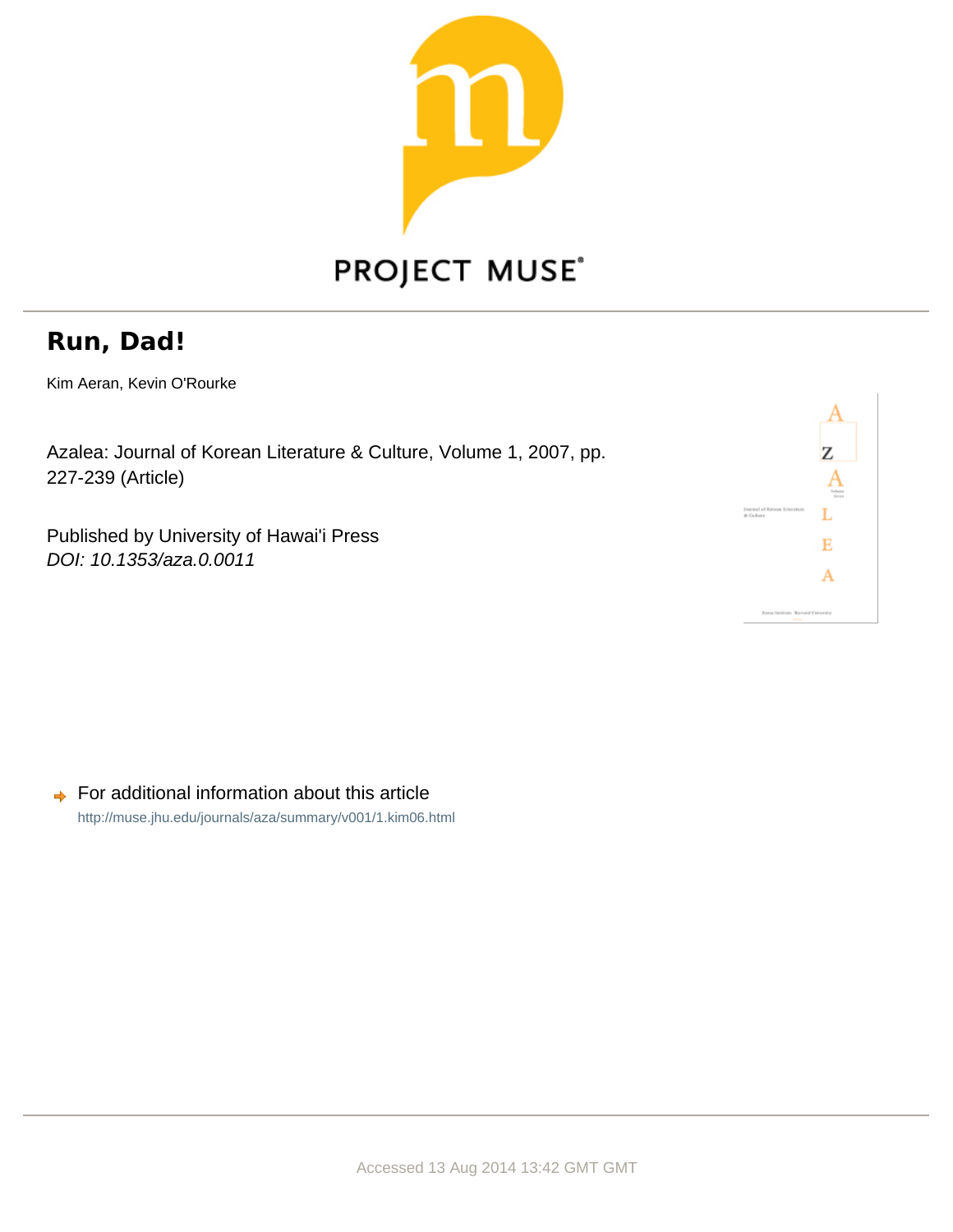PROJECT MUSE

# Run, Dad!

Kim Aeran, Kevin O'Rourke

Azalea: Journal of Korean Literature & Culture, Volume 1, 2007, pp. 227-239 (Article)

Published by University of Hawai'i Press

*DOI: 10.1353/aza.0.0011*

For additional information about this article

http://muse.jhu.edu/journals/aza/summary/v001/1.kim06.html

Accessed 13 Aug 2014 13:42 GMT GMT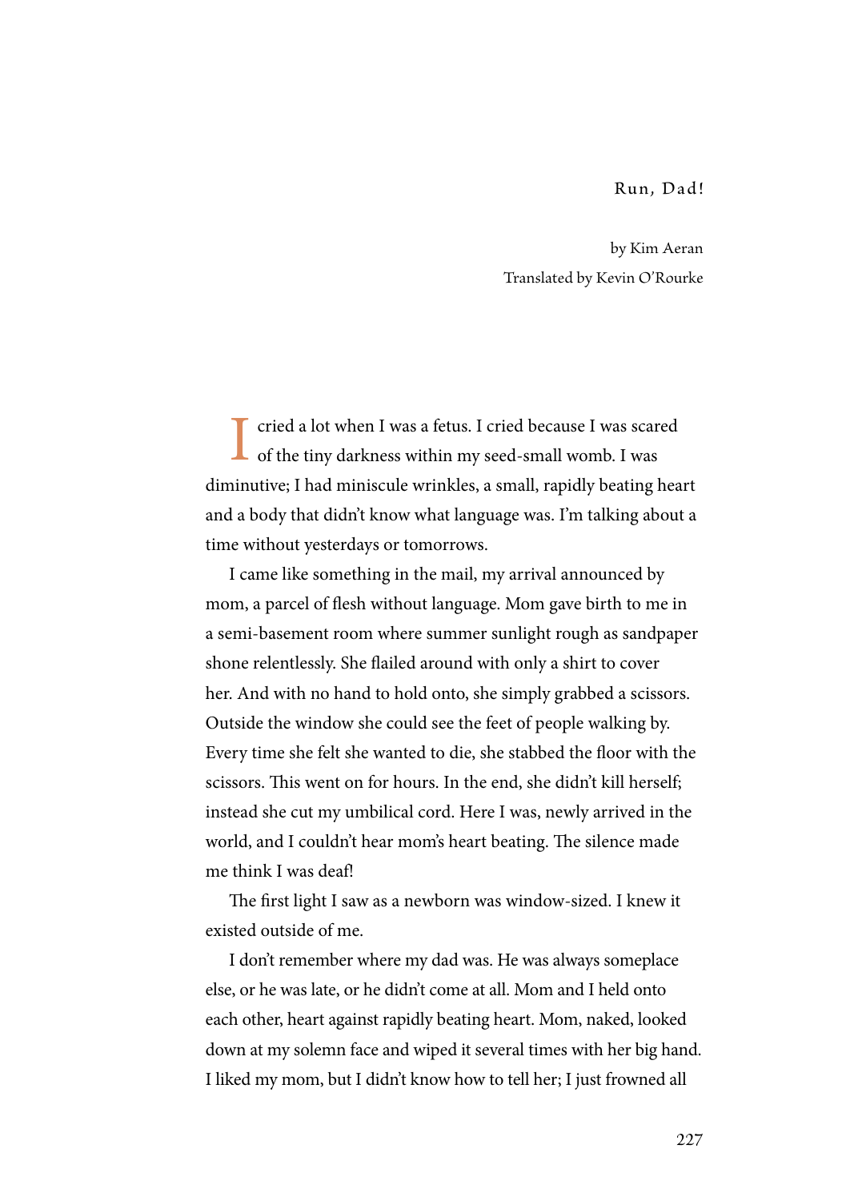# Run, Dad!

by Kim Aeran
Translated by Kevin O'Rourke

I cried a lot when I was a fetus. I cried because I was scared of the tiny darkness within my seed-small womb. I was diminutive; I had miniscule wrinkles, a small, rapidly beating heart and a body that didn't know what language was. I'm talking about a time without yesterdays or tomorrows.

I came like something in the mail, my arrival announced by mom, a parcel of flesh without language. Mom gave birth to me in a semi-basement room where summer sunlight rough as sandpaper shone relentlessly. She flailed around with only a shirt to cover her. And with no hand to hold onto, she simply grabbed a scissors. Outside the window she could see the feet of people walking by. Every time she felt she wanted to die, she stabbed the floor with the scissors. This went on for hours. In the end, she didn't kill herself; instead she cut my umbilical cord. Here I was, newly arrived in the world, and I couldn't hear mom's heart beating. The silence made me think I was deaf!

The first light I saw as a newborn was window-sized. I knew it existed outside of me.

I don't remember where my dad was. He was always someplace else, or he was late, or he didn't come at all. Mom and I held onto each other, heart against rapidly beating heart. Mom, naked, looked down at my solemn face and wiped it several times with her big hand. I liked my mom, but I didn't know how to tell her; I just frowned all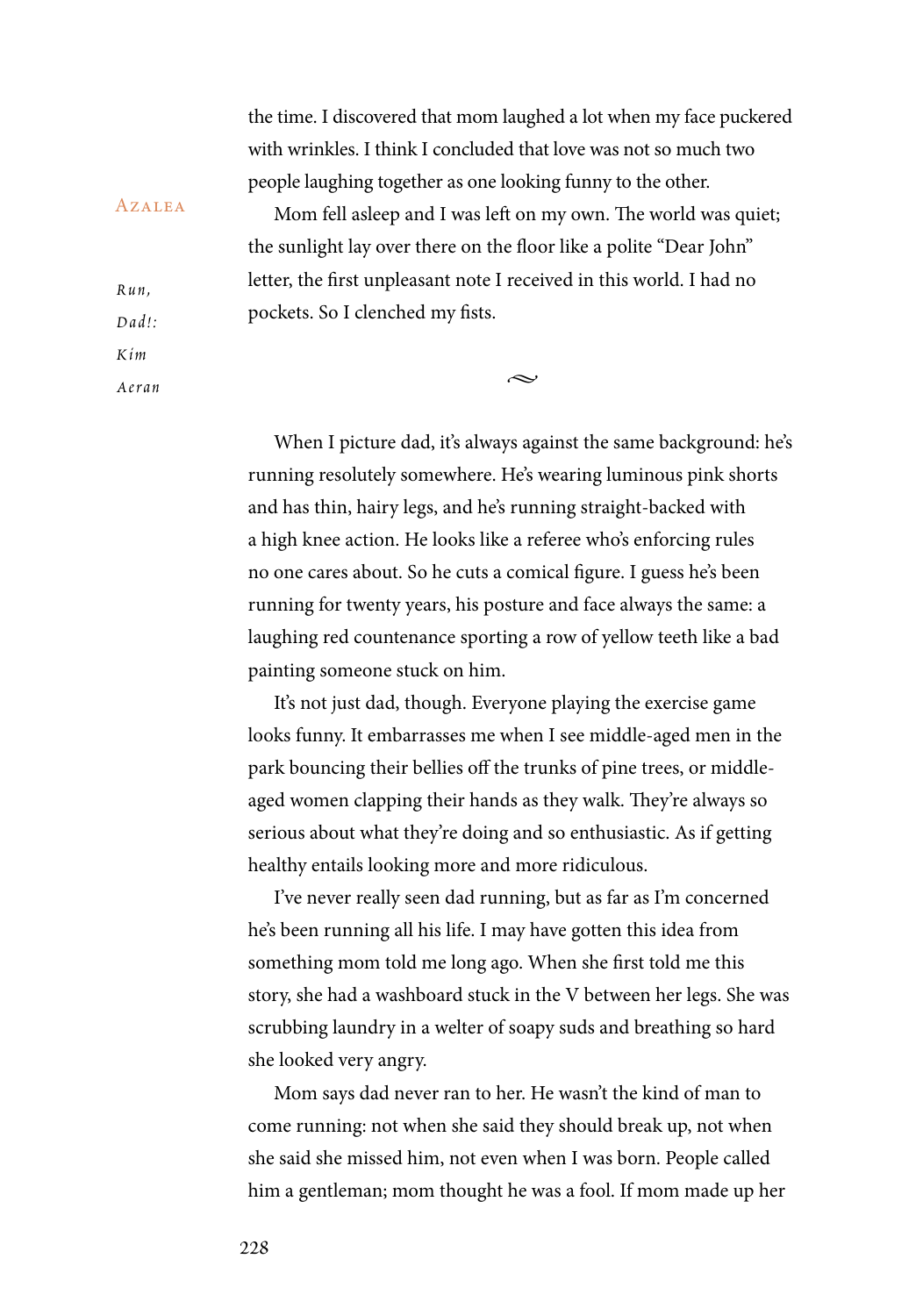the time. I discovered that mom laughed a lot when my face puckered with wrinkles. I think I concluded that love was not so much two people laughing together as one looking funny to the other.

Mom fell asleep and I was left on my own. The world was quiet; the sunlight lay over there on the floor like a polite "Dear John" letter, the first unpleasant note I received in this world. I had no pockets. So I clenched my fists.

≈

When I picture dad, it's always against the same background: he's running resolutely somewhere. He's wearing luminous pink shorts and has thin, hairy legs, and he's running straight-backed with a high knee action. He looks like a referee who's enforcing rules no one cares about. So he cuts a comical figure. I guess he's been running for twenty years, his posture and face always the same: a laughing red countenance sporting a row of yellow teeth like a bad painting someone stuck on him.

It's not just dad, though. Everyone playing the exercise game looks funny. It embarrasses me when I see middle-aged men in the park bouncing their bellies off the trunks of pine trees, or middle-aged women clapping their hands as they walk. They're always so serious about what they're doing and so enthusiastic. As if getting healthy entails looking more and more ridiculous.

I've never really seen dad running, but as far as I'm concerned he's been running all his life. I may have gotten this idea from something mom told me long ago. When she first told me this story, she had a washboard stuck in the V between her legs. She was scrubbing laundry in a welter of soapy suds and breathing so hard she looked very angry.

Mom says dad never ran to her. He wasn't the kind of man to come running: not when she said they should break up, not when she said she missed him, not even when I was born. People called him a gentleman; mom thought he was a fool. If mom made up her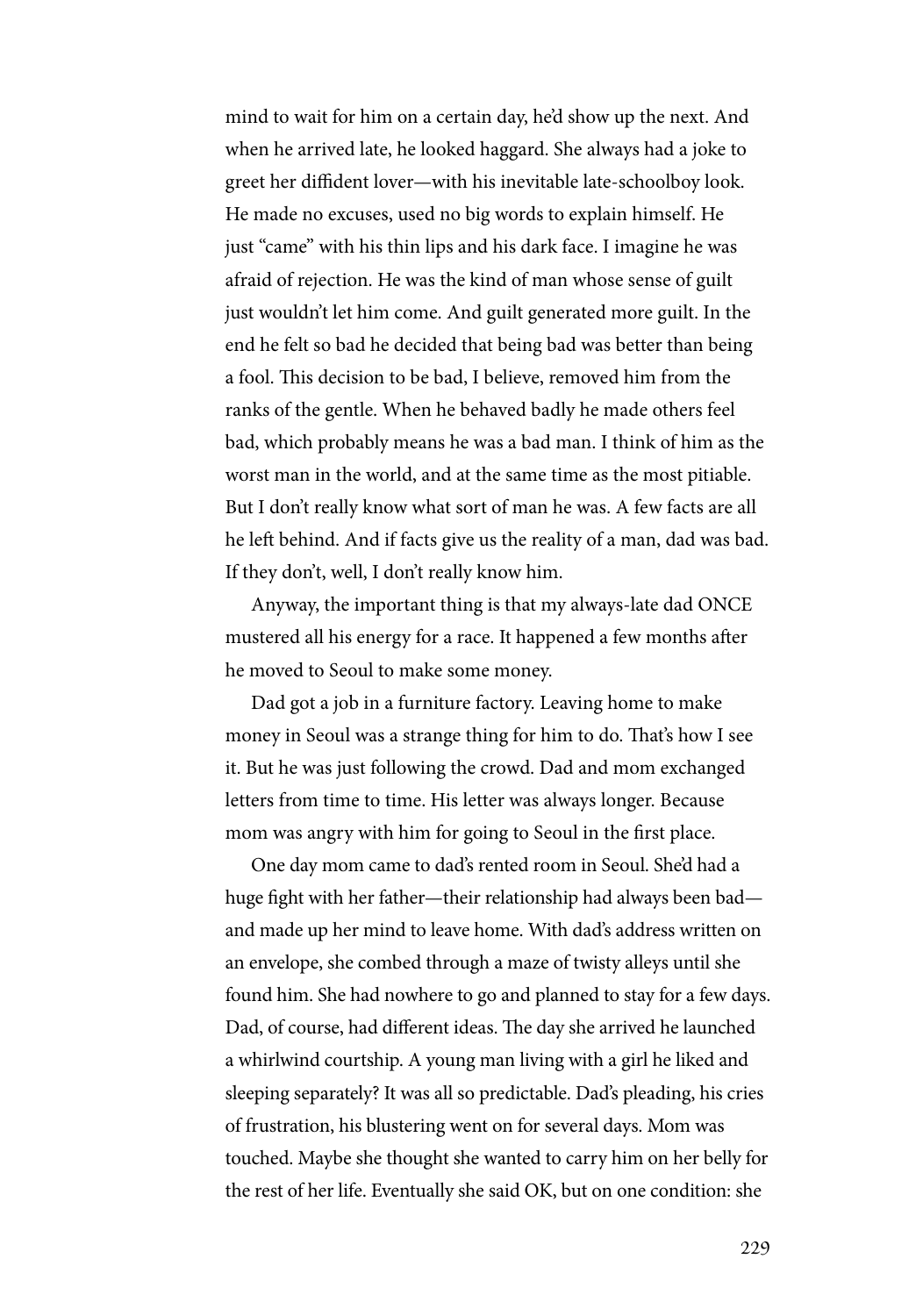mind to wait for him on a certain day, he'd show up the next. And when he arrived late, he looked haggard. She always had a joke to greet her diffident lover—with his inevitable late-schoolboy look. He made no excuses, used no big words to explain himself. He just "came" with his thin lips and his dark face. I imagine he was afraid of rejection. He was the kind of man whose sense of guilt just wouldn't let him come. And guilt generated more guilt. In the end he felt so bad he decided that being bad was better than being a fool. This decision to be bad, I believe, removed him from the ranks of the gentle. When he behaved badly he made others feel bad, which probably means he was a bad man. I think of him as the worst man in the world, and at the same time as the most pitiable. But I don't really know what sort of man he was. A few facts are all he left behind. And if facts give us the reality of a man, dad was bad. If they don't, well, I don't really know him.

Anyway, the important thing is that my always-late dad ONCE mustered all his energy for a race. It happened a few months after he moved to Seoul to make some money.

Dad got a job in a furniture factory. Leaving home to make money in Seoul was a strange thing for him to do. That's how I see it. But he was just following the crowd. Dad and mom exchanged letters from time to time. His letter was always longer. Because mom was angry with him for going to Seoul in the first place.

One day mom came to dad's rented room in Seoul. She'd had a huge fight with her father—their relationship had always been bad—and made up her mind to leave home. With dad's address written on an envelope, she combed through a maze of twisty alleys until she found him. She had nowhere to go and planned to stay for a few days. Dad, of course, had different ideas. The day she arrived he launched a whirlwind courtship. A young man living with a girl he liked and sleeping separately? It was all so predictable. Dad's pleading, his cries of frustration, his blustering went on for several days. Mom was touched. Maybe she thought she wanted to carry him on her belly for the rest of her life. Eventually she said OK, but on one condition: she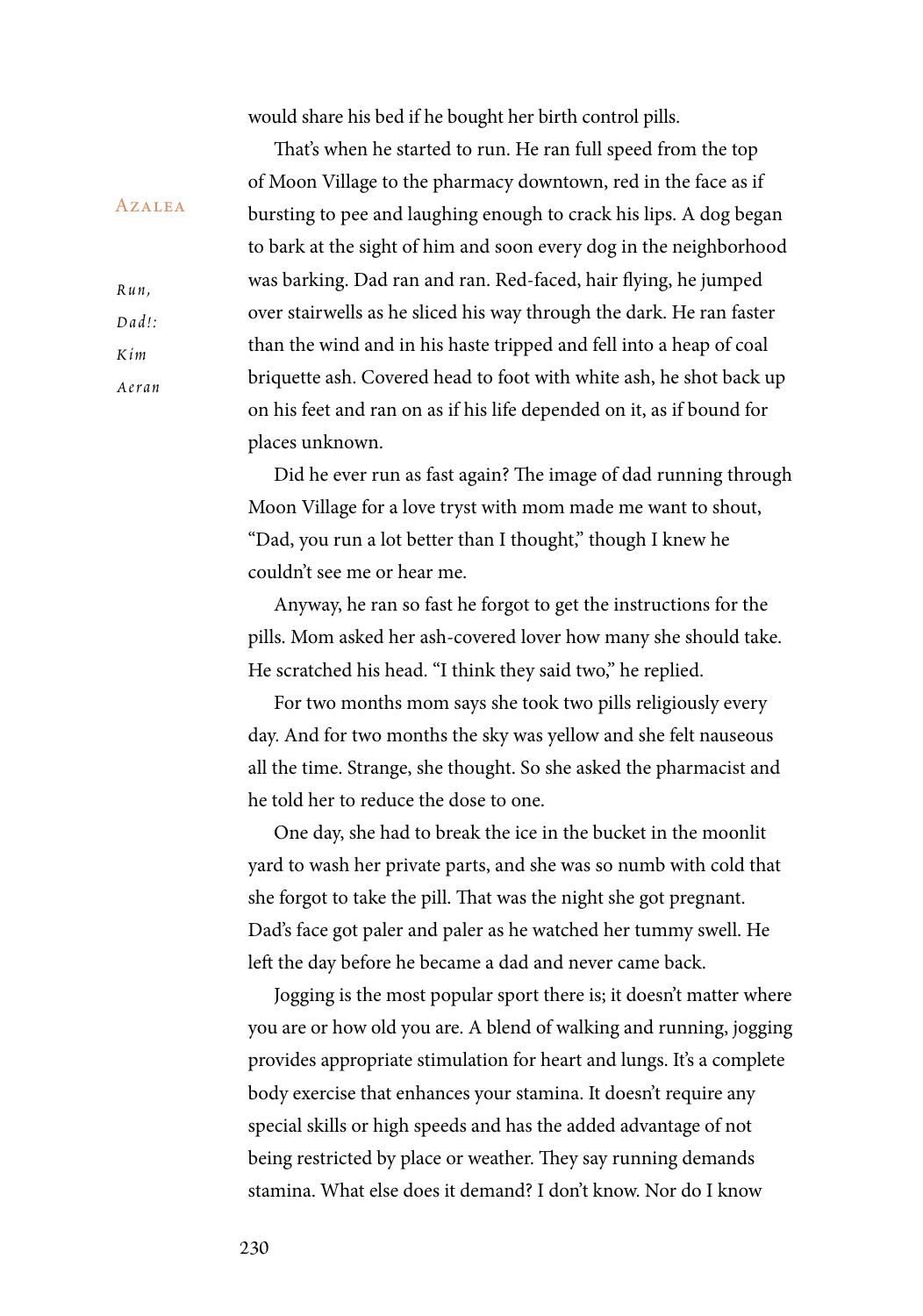would share his bed if he bought her birth control pills.

That's when he started to run. He ran full speed from the top of Moon Village to the pharmacy downtown, red in the face as if bursting to pee and laughing enough to crack his lips. A dog began to bark at the sight of him and soon every dog in the neighborhood was barking. Dad ran and ran. Red-faced, hair flying, he jumped over stairwells as he sliced his way through the dark. He ran faster than the wind and in his haste tripped and fell into a heap of coal briquette ash. Covered head to foot with white ash, he shot back up on his feet and ran on as if his life depended on it, as if bound for places unknown.

Did he ever run as fast again? The image of dad running through Moon Village for a love tryst with mom made me want to shout, "Dad, you run a lot better than I thought," though I knew he couldn't see me or hear me.

Anyway, he ran so fast he forgot to get the instructions for the pills. Mom asked her ash-covered lover how many she should take. He scratched his head. "I think they said two," he replied.

For two months mom says she took two pills religiously every day. And for two months the sky was yellow and she felt nauseous all the time. Strange, she thought. So she asked the pharmacist and he told her to reduce the dose to one.

One day, she had to break the ice in the bucket in the moonlit yard to wash her private parts, and she was so numb with cold that she forgot to take the pill. That was the night she got pregnant. Dad's face got paler and paler as he watched her tummy swell. He left the day before he became a dad and never came back.

Jogging is the most popular sport there is; it doesn't matter where you are or how old you are. A blend of walking and running, jogging provides appropriate stimulation for heart and lungs. It's a complete body exercise that enhances your stamina. It doesn't require any special skills or high speeds and has the added advantage of not being restricted by place or weather. They say running demands stamina. What else does it demand? I don't know. Nor do I know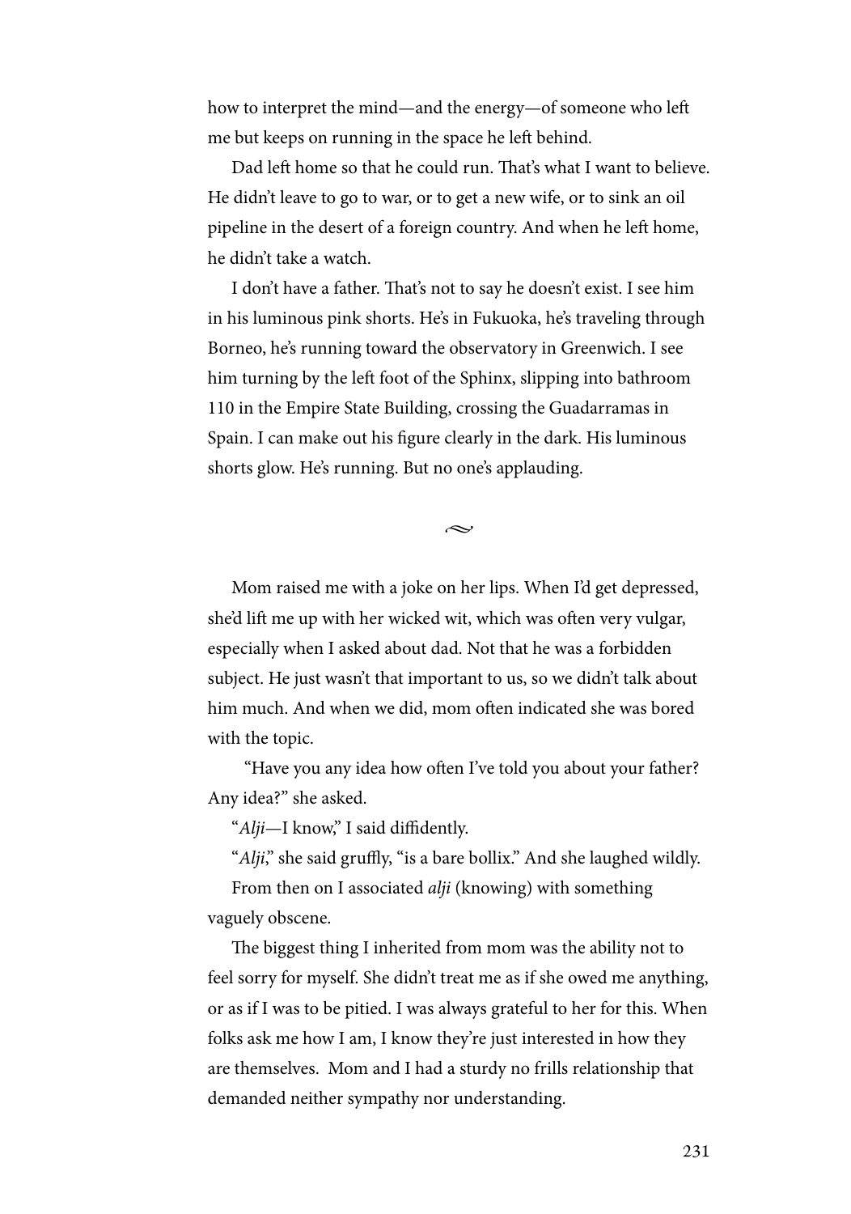how to interpret the mind—and the energy—of someone who left me but keeps on running in the space he left behind.

Dad left home so that he could run. That's what I want to believe. He didn't leave to go to war, or to get a new wife, or to sink an oil pipeline in the desert of a foreign country. And when he left home, he didn't take a watch.

I don't have a father. That's not to say he doesn't exist. I see him in his luminous pink shorts. He's in Fukuoka, he's traveling through Borneo, he's running toward the observatory in Greenwich. I see him turning by the left foot of the Sphinx, slipping into bathroom 110 in the Empire State Building, crossing the Guadarramas in Spain. I can make out his figure clearly in the dark. His luminous shorts glow. He's running. But no one's applauding.

~

Mom raised me with a joke on her lips. When I'd get depressed, she'd lift me up with her wicked wit, which was often very vulgar, especially when I asked about dad. Not that he was a forbidden subject. He just wasn't that important to us, so we didn't talk about him much. And when we did, mom often indicated she was bored with the topic.

"Have you any idea how often I've told you about your father? Any idea?" she asked.

"*Alji*—I know," I said diffidently.

"*Alji*," she said gruffly, "is a bare bollix." And she laughed wildly.

From then on I associated *alji* (knowing) with something vaguely obscene.

The biggest thing I inherited from mom was the ability not to feel sorry for myself. She didn't treat me as if she owed me anything, or as if I was to be pitied. I was always grateful to her for this. When folks ask me how I am, I know they're just interested in how they are themselves. Mom and I had a sturdy no frills relationship that demanded neither sympathy nor understanding.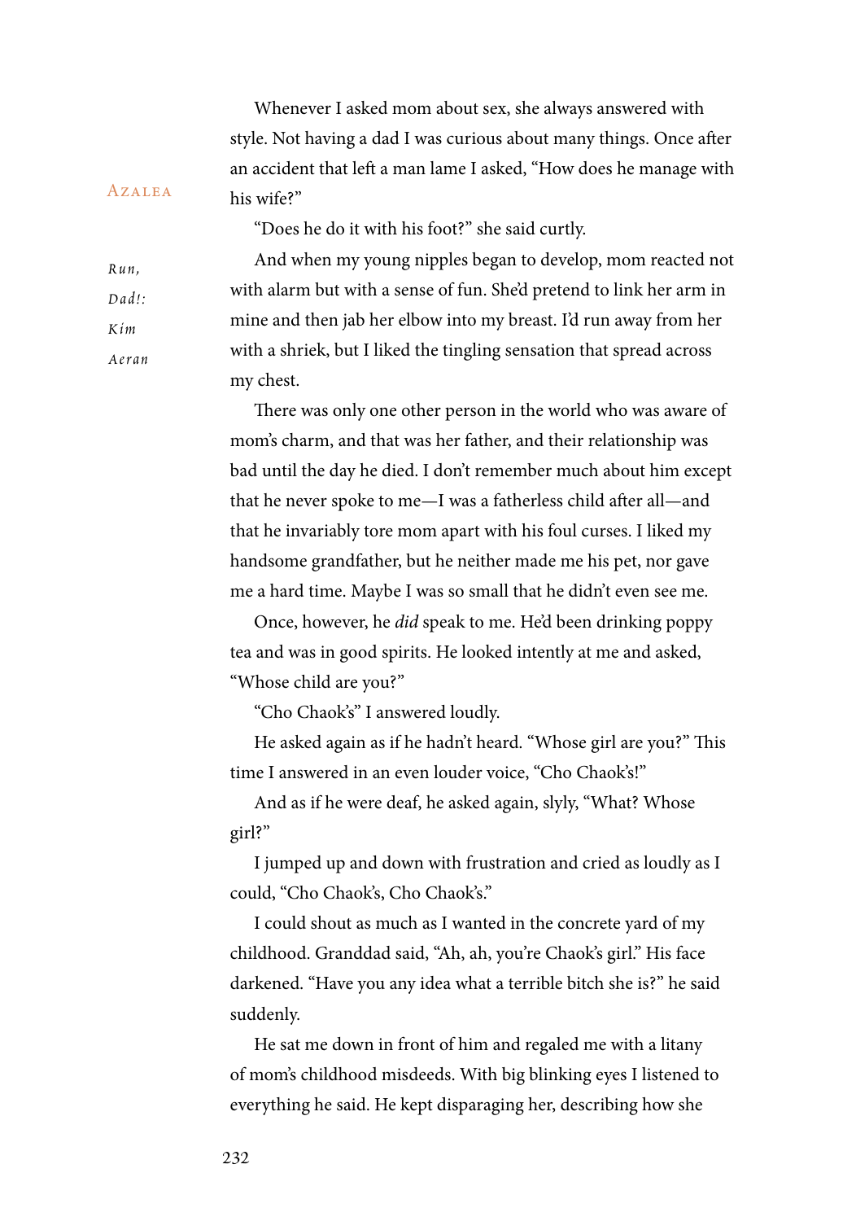Whenever I asked mom about sex, she always answered with style. Not having a dad I was curious about many things. Once after an accident that left a man lame I asked, "How does he manage with his wife?"

"Does he do it with his foot?" she said curtly.

And when my young nipples began to develop, mom reacted not with alarm but with a sense of fun. She'd pretend to link her arm in mine and then jab her elbow into my breast. I'd run away from her with a shriek, but I liked the tingling sensation that spread across my chest.

There was only one other person in the world who was aware of mom's charm, and that was her father, and their relationship was bad until the day he died. I don't remember much about him except that he never spoke to me—I was a fatherless child after all—and that he invariably tore mom apart with his foul curses. I liked my handsome grandfather, but he neither made me his pet, nor gave me a hard time. Maybe I was so small that he didn't even see me.

Once, however, he *did* speak to me. He'd been drinking poppy tea and was in good spirits. He looked intently at me and asked, "Whose child are you?"

"Cho Chaok's" I answered loudly.

He asked again as if he hadn't heard. "Whose girl are you?" This time I answered in an even louder voice, "Cho Chaok's!"

And as if he were deaf, he asked again, slyly, "What? Whose girl?"

I jumped up and down with frustration and cried as loudly as I could, "Cho Chaok's, Cho Chaok's."

I could shout as much as I wanted in the concrete yard of my childhood. Granddad said, "Ah, ah, you're Chaok's girl." His face darkened. "Have you any idea what a terrible bitch she is?" he said suddenly.

He sat me down in front of him and regaled me with a litany of mom's childhood misdeeds. With big blinking eyes I listened to everything he said. He kept disparaging her, describing how she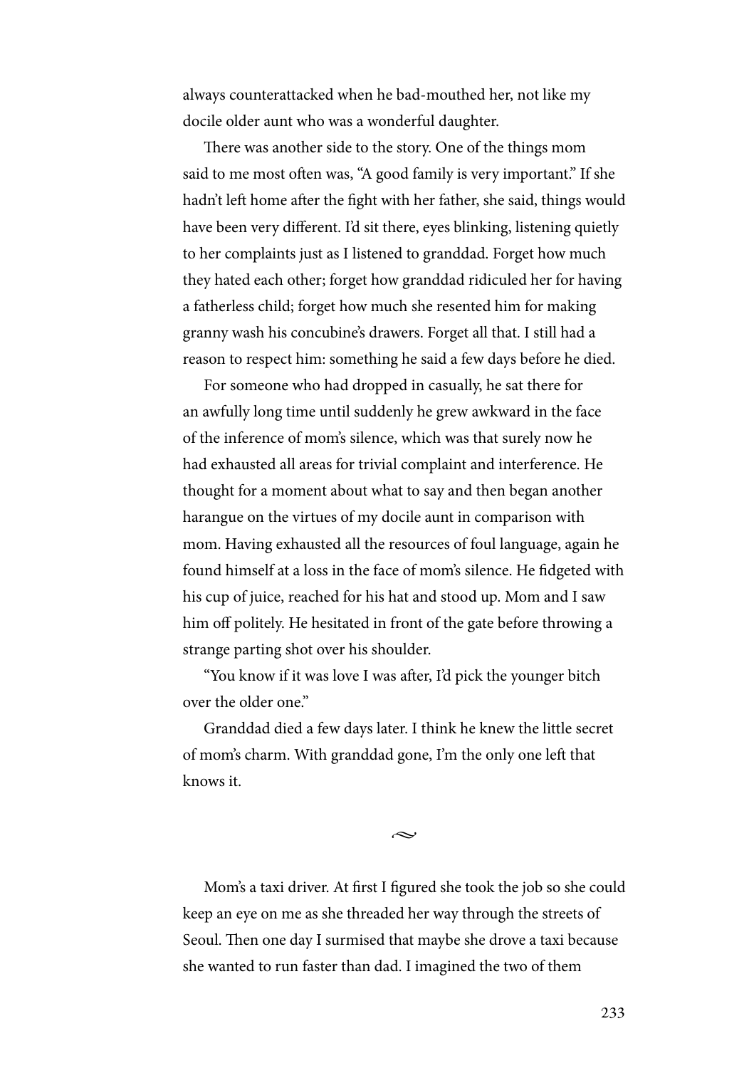always counterattacked when he bad-mouthed her, not like my docile older aunt who was a wonderful daughter.

There was another side to the story. One of the things mom said to me most often was, "A good family is very important." If she hadn't left home after the fight with her father, she said, things would have been very different. I'd sit there, eyes blinking, listening quietly to her complaints just as I listened to granddad. Forget how much they hated each other; forget how granddad ridiculed her for having a fatherless child; forget how much she resented him for making granny wash his concubine's drawers. Forget all that. I still had a reason to respect him: something he said a few days before he died.

For someone who had dropped in casually, he sat there for an awfully long time until suddenly he grew awkward in the face of the inference of mom's silence, which was that surely now he had exhausted all areas for trivial complaint and interference. He thought for a moment about what to say and then began another harangue on the virtues of my docile aunt in comparison with mom. Having exhausted all the resources of foul language, again he found himself at a loss in the face of mom's silence. He fidgeted with his cup of juice, reached for his hat and stood up. Mom and I saw him off politely. He hesitated in front of the gate before throwing a strange parting shot over his shoulder.

"You know if it was love I was after, I'd pick the younger bitch over the older one."

Granddad died a few days later. I think he knew the little secret of mom's charm. With granddad gone, I'm the only one left that knows it.

~

Mom's a taxi driver. At first I figured she took the job so she could keep an eye on me as she threaded her way through the streets of Seoul. Then one day I surmised that maybe she drove a taxi because she wanted to run faster than dad. I imagined the two of them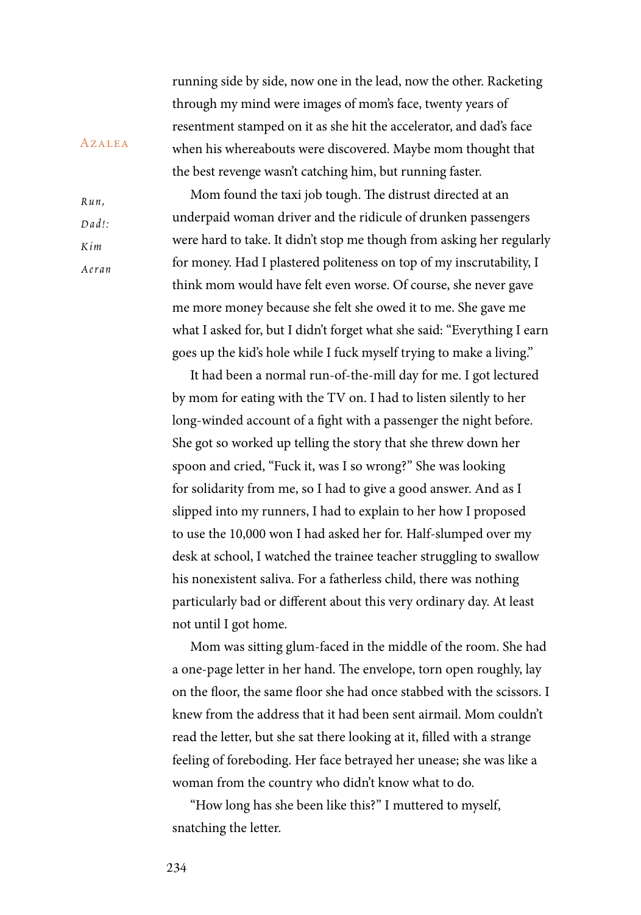running side by side, now one in the lead, now the other. Racketing through my mind were images of mom's face, twenty years of resentment stamped on it as she hit the accelerator, and dad's face when his whereabouts were discovered. Maybe mom thought that the best revenge wasn't catching him, but running faster.

Mom found the taxi job tough. The distrust directed at an underpaid woman driver and the ridicule of drunken passengers were hard to take. It didn't stop me though from asking her regularly for money. Had I plastered politeness on top of my inscrutability, I think mom would have felt even worse. Of course, she never gave me more money because she felt she owed it to me. She gave me what I asked for, but I didn't forget what she said: "Everything I earn goes up the kid's hole while I fuck myself trying to make a living."

It had been a normal run-of-the-mill day for me. I got lectured by mom for eating with the TV on. I had to listen silently to her long-winded account of a fight with a passenger the night before. She got so worked up telling the story that she threw down her spoon and cried, "Fuck it, was I so wrong?" She was looking for solidarity from me, so I had to give a good answer. And as I slipped into my runners, I had to explain to her how I proposed to use the 10,000 won I had asked her for. Half-slumped over my desk at school, I watched the trainee teacher struggling to swallow his nonexistent saliva. For a fatherless child, there was nothing particularly bad or different about this very ordinary day. At least not until I got home.

Mom was sitting glum-faced in the middle of the room. She had a one-page letter in her hand. The envelope, torn open roughly, lay on the floor, the same floor she had once stabbed with the scissors. I knew from the address that it had been sent airmail. Mom couldn't read the letter, but she sat there looking at it, filled with a strange feeling of foreboding. Her face betrayed her unease; she was like a woman from the country who didn't know what to do.

"How long has she been like this?" I muttered to myself, snatching the letter.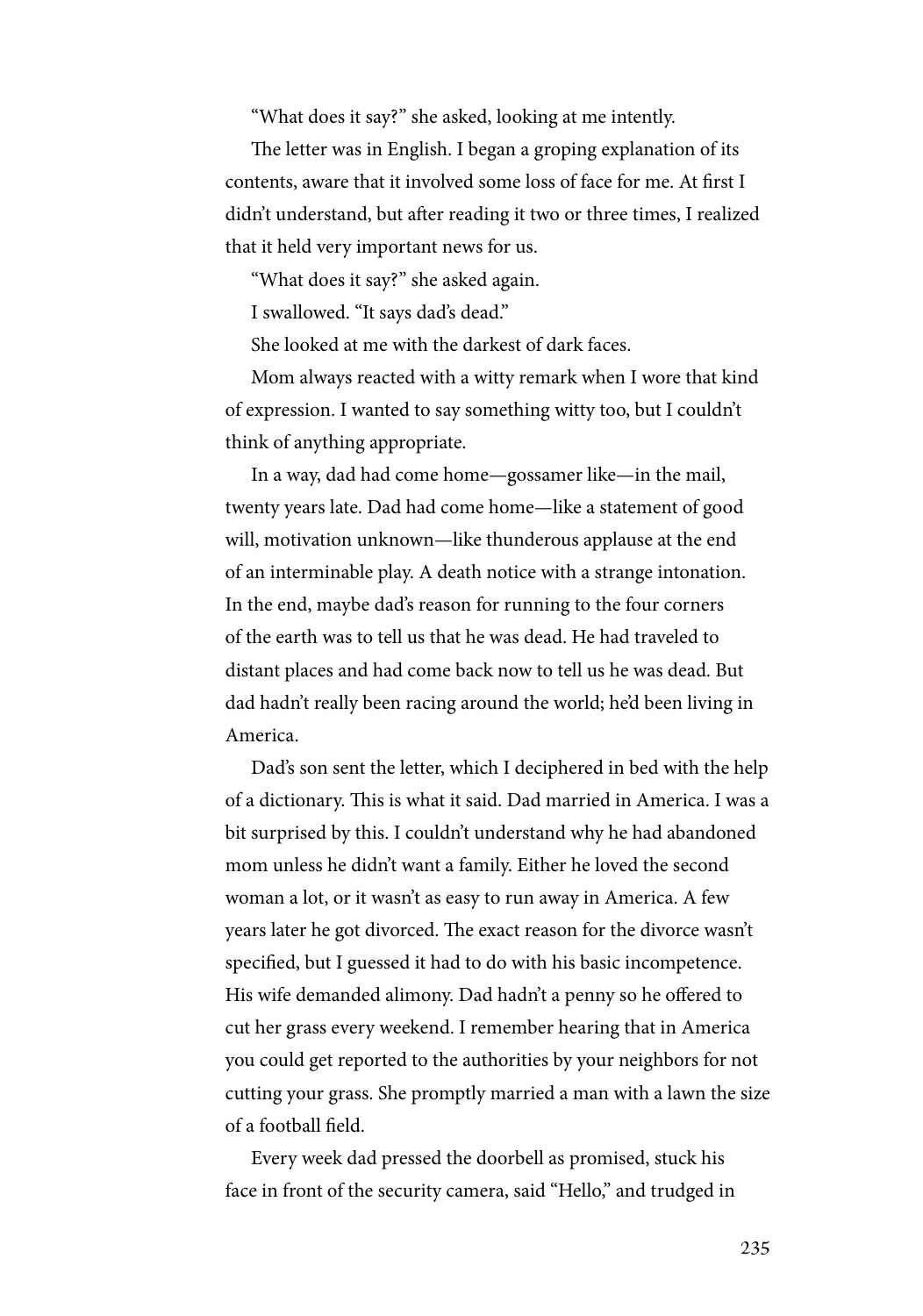"What does it say?" she asked, looking at me intently.

The letter was in English. I began a groping explanation of its contents, aware that it involved some loss of face for me. At first I didn't understand, but after reading it two or three times, I realized that it held very important news for us.

"What does it say?" she asked again.

I swallowed. "It says dad's dead."

She looked at me with the darkest of dark faces.

Mom always reacted with a witty remark when I wore that kind of expression. I wanted to say something witty too, but I couldn't think of anything appropriate.

In a way, dad had come home—gossamer like—in the mail, twenty years late. Dad had come home—like a statement of good will, motivation unknown—like thunderous applause at the end of an interminable play. A death notice with a strange intonation. In the end, maybe dad's reason for running to the four corners of the earth was to tell us that he was dead. He had traveled to distant places and had come back now to tell us he was dead. But dad hadn't really been racing around the world; he'd been living in America.

Dad's son sent the letter, which I deciphered in bed with the help of a dictionary. This is what it said. Dad married in America. I was a bit surprised by this. I couldn't understand why he had abandoned mom unless he didn't want a family. Either he loved the second woman a lot, or it wasn't as easy to run away in America. A few years later he got divorced. The exact reason for the divorce wasn't specified, but I guessed it had to do with his basic incompetence. His wife demanded alimony. Dad hadn't a penny so he offered to cut her grass every weekend. I remember hearing that in America you could get reported to the authorities by your neighbors for not cutting your grass. She promptly married a man with a lawn the size of a football field.

Every week dad pressed the doorbell as promised, stuck his face in front of the security camera, said "Hello," and trudged in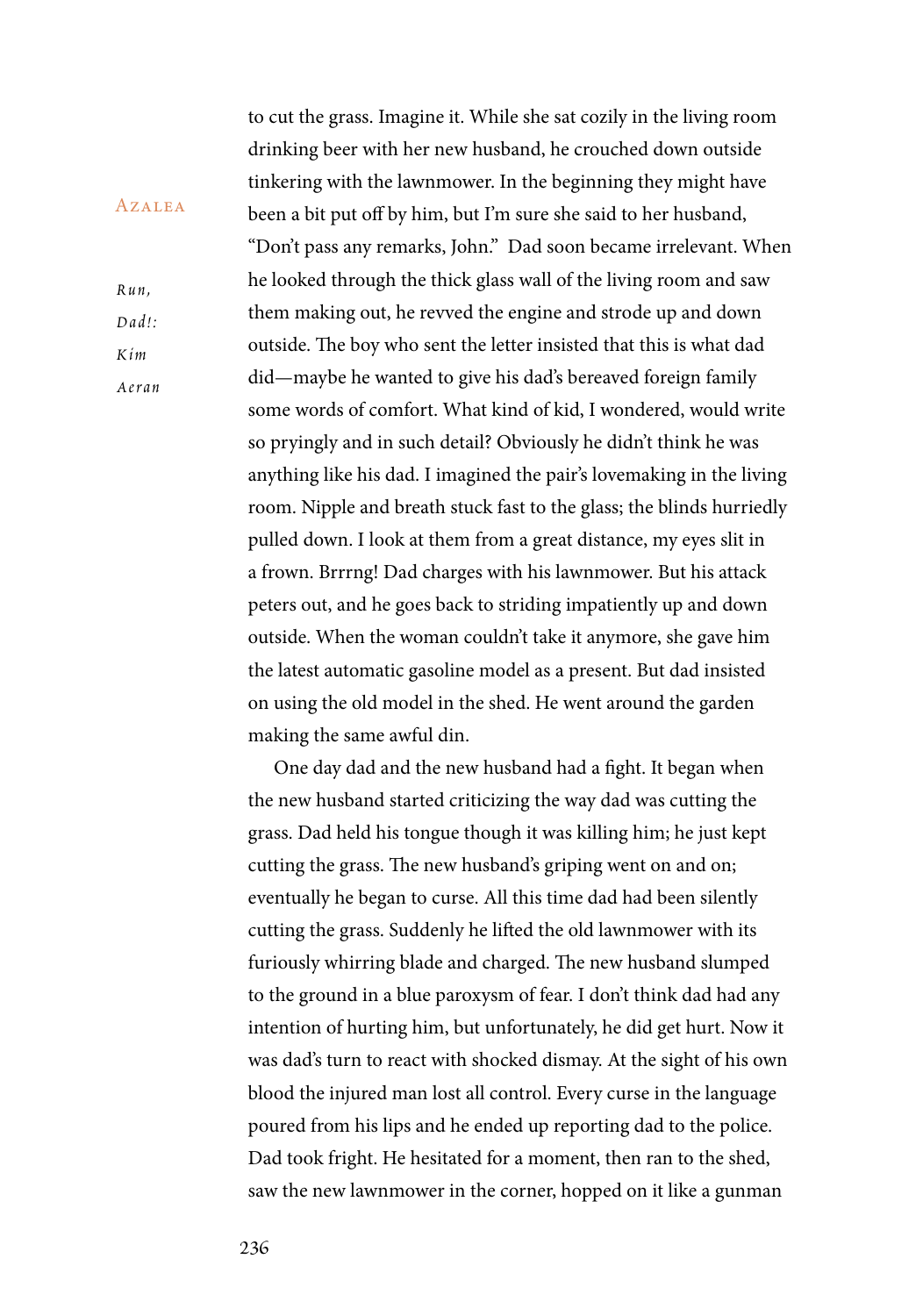to cut the grass. Imagine it. While she sat cozily in the living room drinking beer with her new husband, he crouched down outside tinkering with the lawnmower. In the beginning they might have been a bit put off by him, but I'm sure she said to her husband, "Don't pass any remarks, John." Dad soon became irrelevant. When he looked through the thick glass wall of the living room and saw them making out, he revved the engine and strode up and down outside. The boy who sent the letter insisted that this is what dad did—maybe he wanted to give his dad's bereaved foreign family some words of comfort. What kind of kid, I wondered, would write so pryingly and in such detail? Obviously he didn't think he was anything like his dad. I imagined the pair's lovemaking in the living room. Nipple and breath stuck fast to the glass; the blinds hurriedly pulled down. I look at them from a great distance, my eyes slit in a frown. Brrrng! Dad charges with his lawnmower. But his attack peters out, and he goes back to striding impatiently up and down outside. When the woman couldn't take it anymore, she gave him the latest automatic gasoline model as a present. But dad insisted on using the old model in the shed. He went around the garden making the same awful din.

One day dad and the new husband had a fight. It began when the new husband started criticizing the way dad was cutting the grass. Dad held his tongue though it was killing him; he just kept cutting the grass. The new husband's griping went on and on; eventually he began to curse. All this time dad had been silently cutting the grass. Suddenly he lifted the old lawnmower with its furiously whirring blade and charged. The new husband slumped to the ground in a blue paroxysm of fear. I don't think dad had any intention of hurting him, but unfortunately, he did get hurt. Now it was dad's turn to react with shocked dismay. At the sight of his own blood the injured man lost all control. Every curse in the language poured from his lips and he ended up reporting dad to the police. Dad took fright. He hesitated for a moment, then ran to the shed, saw the new lawnmower in the corner, hopped on it like a gunman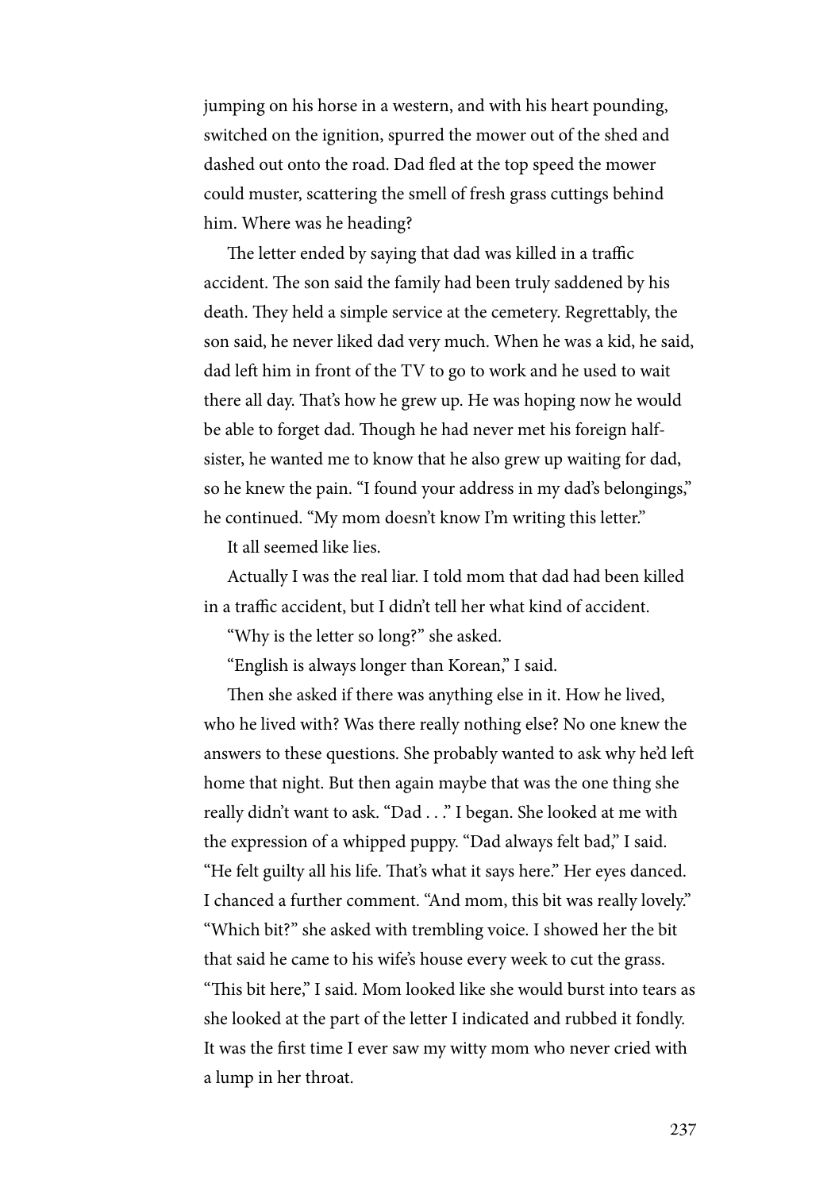jumping on his horse in a western, and with his heart pounding, switched on the ignition, spurred the mower out of the shed and dashed out onto the road. Dad fled at the top speed the mower could muster, scattering the smell of fresh grass cuttings behind him. Where was he heading?

The letter ended by saying that dad was killed in a traffic accident. The son said the family had been truly saddened by his death. They held a simple service at the cemetery. Regrettably, the son said, he never liked dad very much. When he was a kid, he said, dad left him in front of the TV to go to work and he used to wait there all day. That's how he grew up. He was hoping now he would be able to forget dad. Though he had never met his foreign half-sister, he wanted me to know that he also grew up waiting for dad, so he knew the pain. "I found your address in my dad's belongings," he continued. "My mom doesn't know I'm writing this letter."

It all seemed like lies.

Actually I was the real liar. I told mom that dad had been killed in a traffic accident, but I didn't tell her what kind of accident.

"Why is the letter so long?" she asked.

"English is always longer than Korean," I said.

Then she asked if there was anything else in it. How he lived, who he lived with? Was there really nothing else? No one knew the answers to these questions. She probably wanted to ask why he'd left home that night. But then again maybe that was the one thing she really didn't want to ask. "Dad . . ." I began. She looked at me with the expression of a whipped puppy. "Dad always felt bad," I said. "He felt guilty all his life. That's what it says here." Her eyes danced. I chanced a further comment. "And mom, this bit was really lovely." "Which bit?" she asked with trembling voice. I showed her the bit that said he came to his wife's house every week to cut the grass. "This bit here," I said. Mom looked like she would burst into tears as she looked at the part of the letter I indicated and rubbed it fondly. It was the first time I ever saw my witty mom who never cried with a lump in her throat.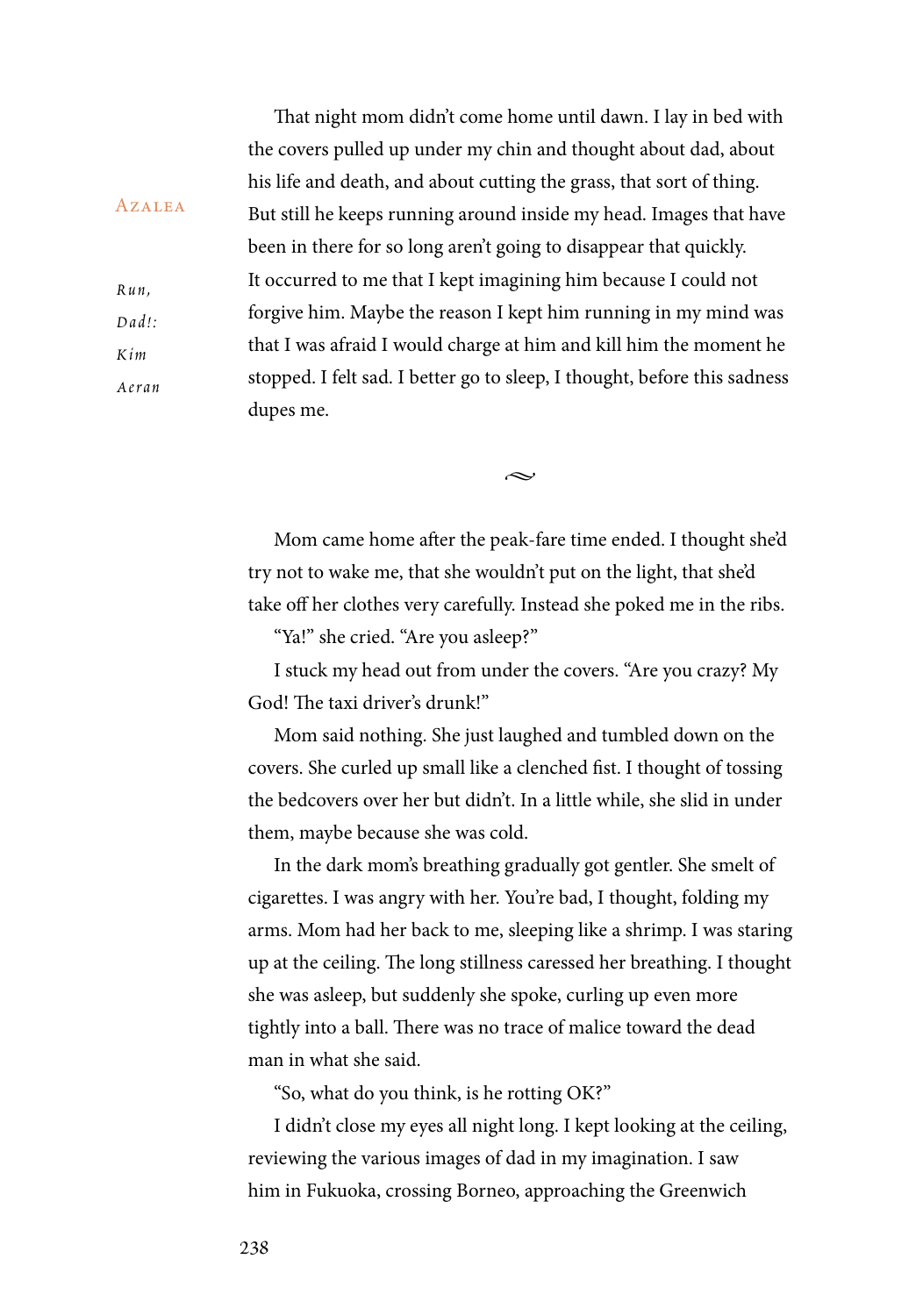That night mom didn't come home until dawn. I lay in bed with the covers pulled up under my chin and thought about dad, about his life and death, and about cutting the grass, that sort of thing. But still he keeps running around inside my head. Images that have been in there for so long aren't going to disappear that quickly. It occurred to me that I kept imagining him because I could not forgive him. Maybe the reason I kept him running in my mind was that I was afraid I would charge at him and kill him the moment he stopped. I felt sad. I better go to sleep, I thought, before this sadness dupes me.

~

Mom came home after the peak-fare time ended. I thought she'd try not to wake me, that she wouldn't put on the light, that she'd take off her clothes very carefully. Instead she poked me in the ribs.

"Ya!" she cried. "Are you asleep?"

I stuck my head out from under the covers. "Are you crazy? My God! The taxi driver's drunk!"

Mom said nothing. She just laughed and tumbled down on the covers. She curled up small like a clenched fist. I thought of tossing the bedcovers over her but didn't. In a little while, she slid in under them, maybe because she was cold.

In the dark mom's breathing gradually got gentler. She smelt of cigarettes. I was angry with her. You're bad, I thought, folding my arms. Mom had her back to me, sleeping like a shrimp. I was staring up at the ceiling. The long stillness caressed her breathing. I thought she was asleep, but suddenly she spoke, curling up even more tightly into a ball. There was no trace of malice toward the dead man in what she said.

"So, what do you think, is he rotting OK?"

I didn't close my eyes all night long. I kept looking at the ceiling, reviewing the various images of dad in my imagination. I saw him in Fukuoka, crossing Borneo, approaching the Greenwich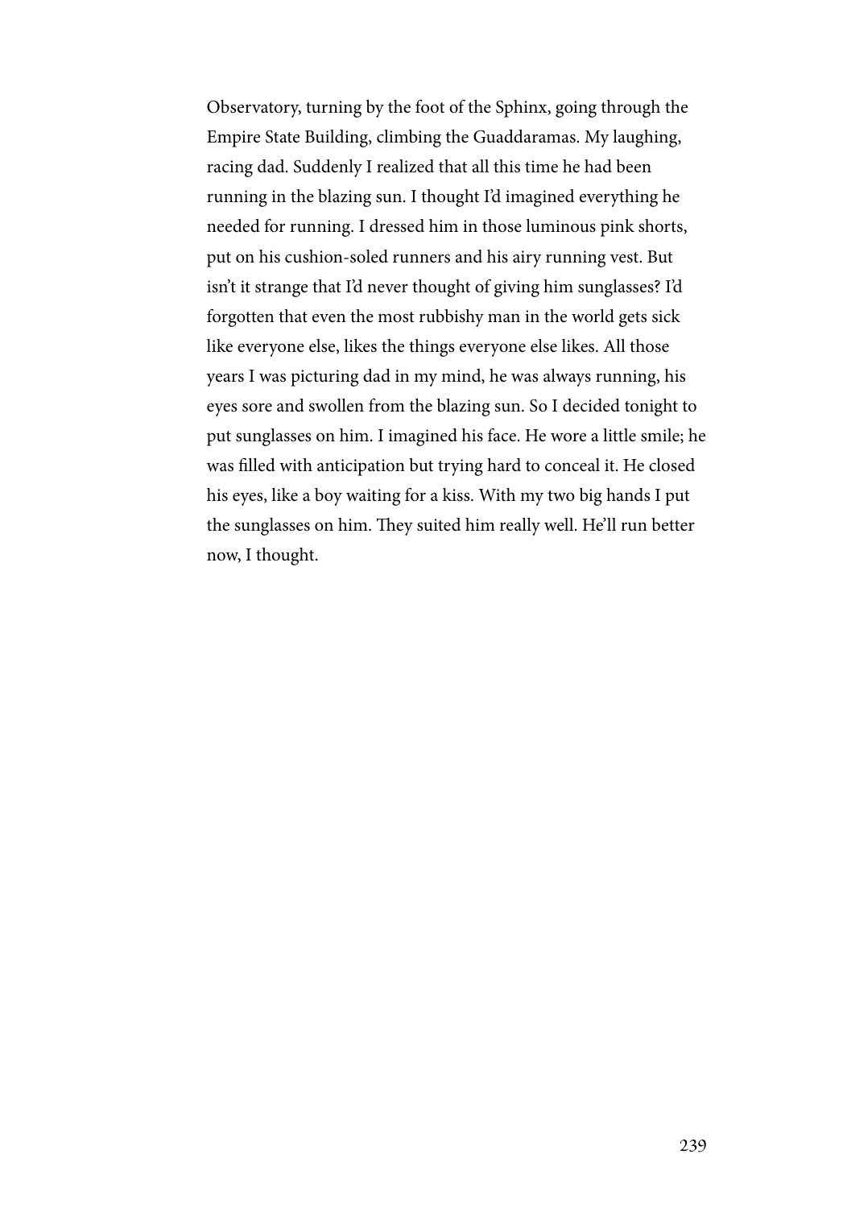Observatory, turning by the foot of the Sphinx, going through the Empire State Building, climbing the Guaddaramas. My laughing, racing dad. Suddenly I realized that all this time he had been running in the blazing sun. I thought I'd imagined everything he needed for running. I dressed him in those luminous pink shorts, put on his cushion-soled runners and his airy running vest. But isn't it strange that I'd never thought of giving him sunglasses? I'd forgotten that even the most rubbishy man in the world gets sick like everyone else, likes the things everyone else likes. All those years I was picturing dad in my mind, he was always running, his eyes sore and swollen from the blazing sun. So I decided tonight to put sunglasses on him. I imagined his face. He wore a little smile; he was filled with anticipation but trying hard to conceal it. He closed his eyes, like a boy waiting for a kiss. With my two big hands I put the sunglasses on him. They suited him really well. He'll run better now, I thought.